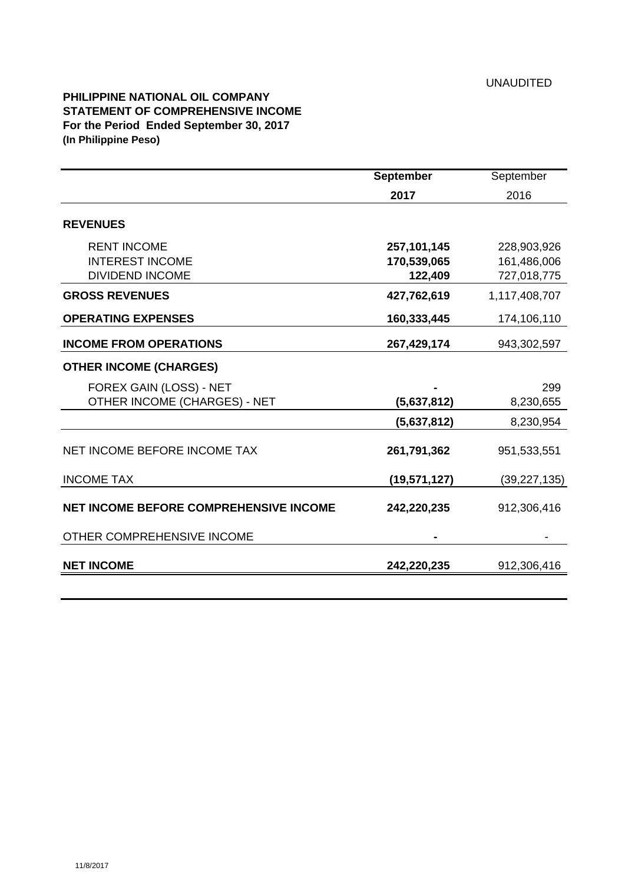UNAUDITED

**PHILIPPINE NATIONAL OIL COMPANY**
**STATEMENT OF COMPREHENSIVE INCOME**
**For the Period Ended September 30, 2017**
**(In Philippine Peso)**

| | **September 2017** | September 2016 |
|---|---|---|
| **REVENUES** | | |
| RENT INCOME | **257,101,145** | 228,903,926 |
| INTEREST INCOME | **170,539,065** | 161,486,006 |
| DIVIDEND INCOME | **122,409** | 727,018,775 |
| **GROSS REVENUES** | **427,762,619** | 1,117,408,707 |
| **OPERATING EXPENSES** | **160,333,445** | 174,106,110 |
| **INCOME FROM OPERATIONS** | **267,429,174** | 943,302,597 |
| **OTHER INCOME (CHARGES)** | | |
| FOREX GAIN (LOSS) - NET | **-** | 299 |
| OTHER INCOME (CHARGES) - NET | **(5,637,812)** | 8,230,655 |
| | **(5,637,812)** | 8,230,954 |
| NET INCOME BEFORE INCOME TAX | **261,791,362** | 951,533,551 |
| INCOME TAX | **(19,571,127)** | (39,227,135) |
| **NET INCOME BEFORE COMPREHENSIVE INCOME** | **242,220,235** | 912,306,416 |
| OTHER COMPREHENSIVE INCOME | **-** | - |
| **NET INCOME** | **242,220,235** | 912,306,416 |

11/8/2017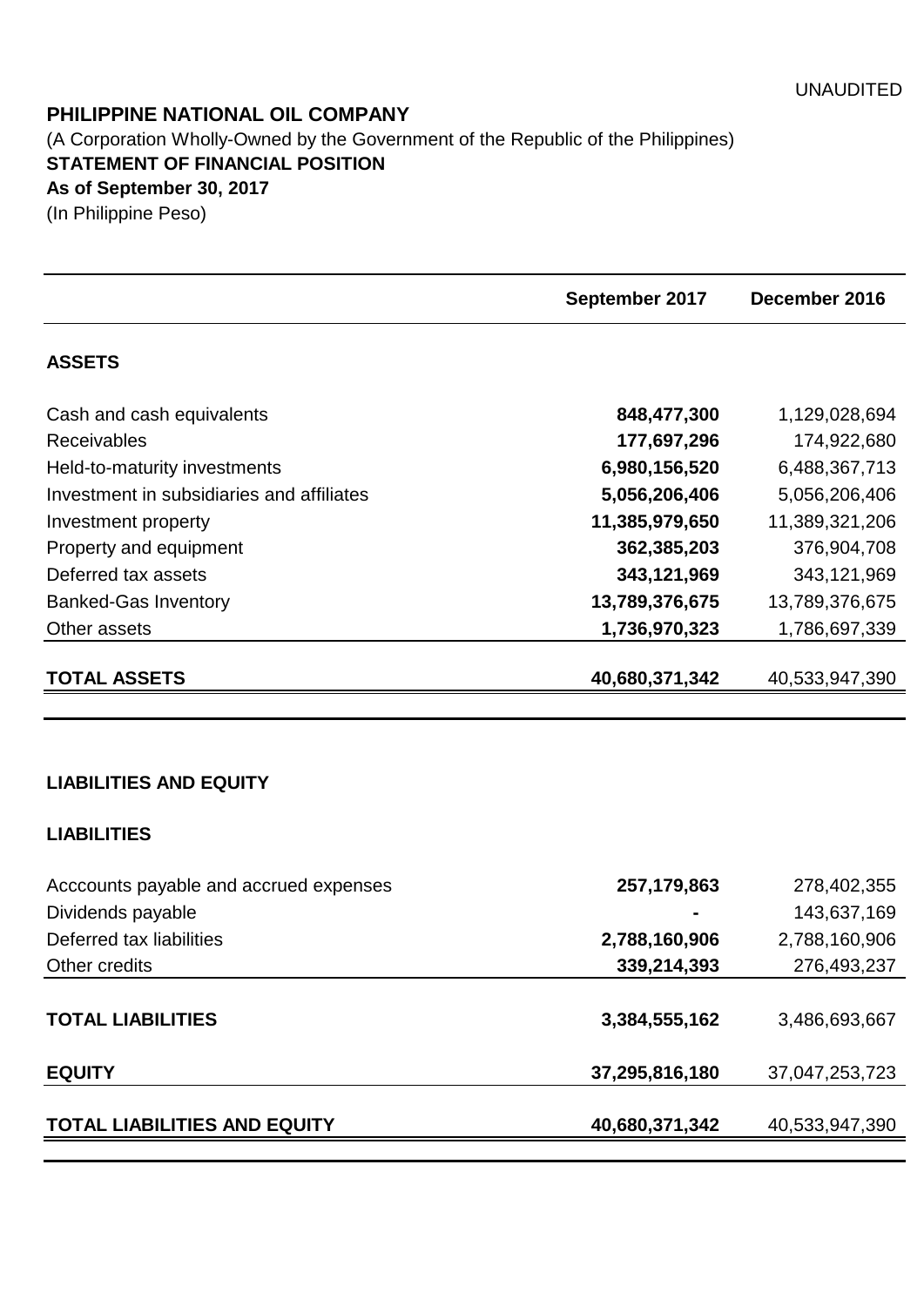UNAUDITED

**PHILIPPINE NATIONAL OIL COMPANY**

(A Corporation Wholly-Owned by the Government of the Republic of the Philippines)

**STATEMENT OF FINANCIAL POSITION**

**As of September 30, 2017**

(In Philippine Peso)

| | September 2017 | December 2016 |
|---|---|---|
| **ASSETS** | | |
| Cash and cash equivalents | **848,477,300** | 1,129,028,694 |
| Receivables | **177,697,296** | 174,922,680 |
| Held-to-maturity investments | **6,980,156,520** | 6,488,367,713 |
| Investment in subsidiaries and affiliates | **5,056,206,406** | 5,056,206,406 |
| Investment property | **11,385,979,650** | 11,389,321,206 |
| Property and equipment | **362,385,203** | 376,904,708 |
| Deferred tax assets | **343,121,969** | 343,121,969 |
| Banked-Gas Inventory | **13,789,376,675** | 13,789,376,675 |
| Other assets | **1,736,970,323** | 1,786,697,339 |
| **TOTAL ASSETS** | **40,680,371,342** | 40,533,947,390 |
| **LIABILITIES AND EQUITY** | | |
| **LIABILITIES** | | |
| Acccounts payable and accrued expenses | **257,179,863** | 278,402,355 |
| Dividends payable | **-** | 143,637,169 |
| Deferred tax liabilities | **2,788,160,906** | 2,788,160,906 |
| Other credits | **339,214,393** | 276,493,237 |
| **TOTAL LIABILITIES** | **3,384,555,162** | 3,486,693,667 |
| **EQUITY** | **37,295,816,180** | 37,047,253,723 |
| **TOTAL LIABILITIES AND EQUITY** | **40,680,371,342** | 40,533,947,390 |